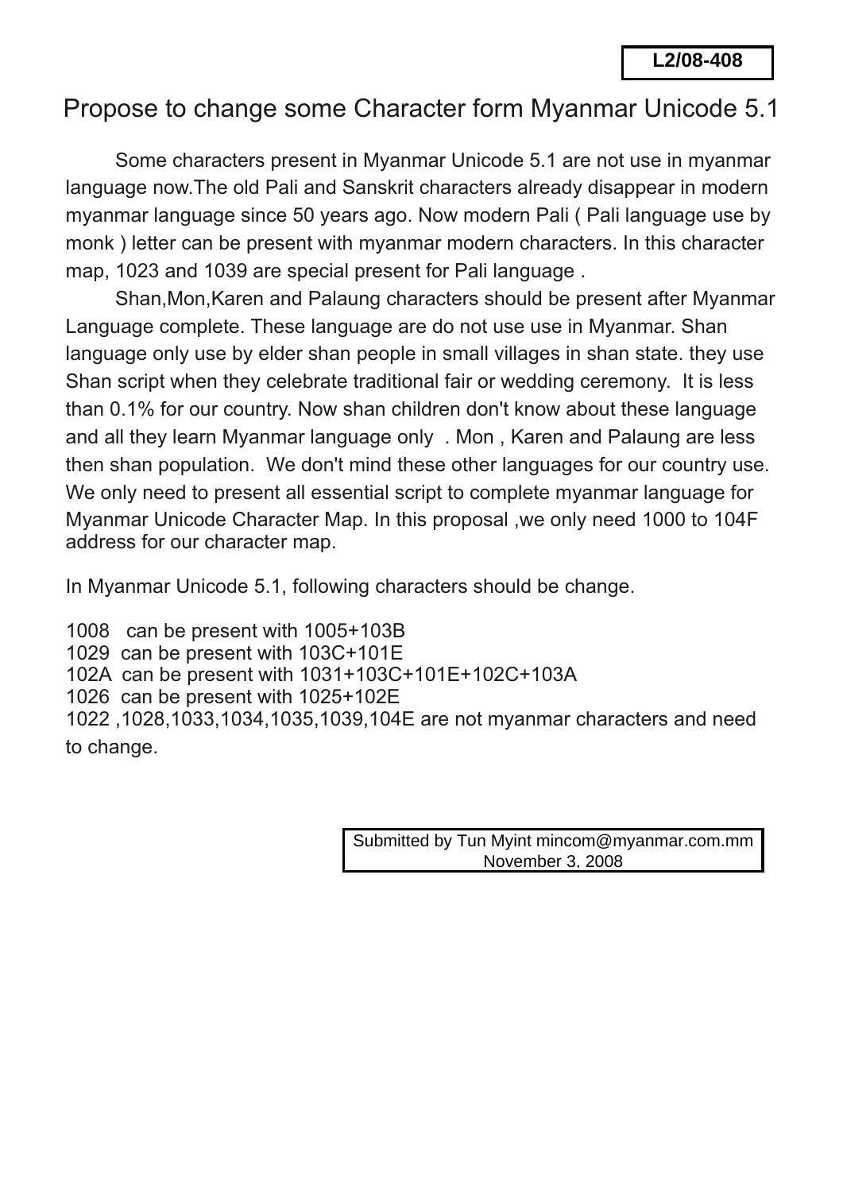L2/08-408

# Propose to change some Character form Myanmar Unicode 5.1

Some characters present in Myanmar Unicode 5.1 are not use in myanmar language now.The old Pali and Sanskrit characters already disappear in modern myanmar language since 50 years ago. Now modern Pali ( Pali language use by monk ) letter can be present with myanmar modern characters. In this character map, 1023 and 1039 are special present for Pali language .

Shan,Mon,Karen and Palaung characters should be present after Myanmar Language complete. These language are do not use use in Myanmar. Shan language only use by elder shan people in small villages in shan state. they use Shan script when they celebrate traditional fair or wedding ceremony. It is less than 0.1% for our country. Now shan children don't know about these language and all they learn Myanmar language only . Mon , Karen and Palaung are less then shan population. We don't mind these other languages for our country use. We only need to present all essential script to complete myanmar language for Myanmar Unicode Character Map. In this proposal ,we only need 1000 to 104F address for our character map.

In Myanmar Unicode 5.1, following characters should be change.

1008 can be present with 1005+103B
1029 can be present with 103C+101E
102A can be present with 1031+103C+101E+102C+103A
1026 can be present with 1025+102E
1022 ,1028,1033,1034,1035,1039,104E are not myanmar characters and need to change.

Submitted by Tun Myint mincom@myanmar.com.mm
November 3, 2008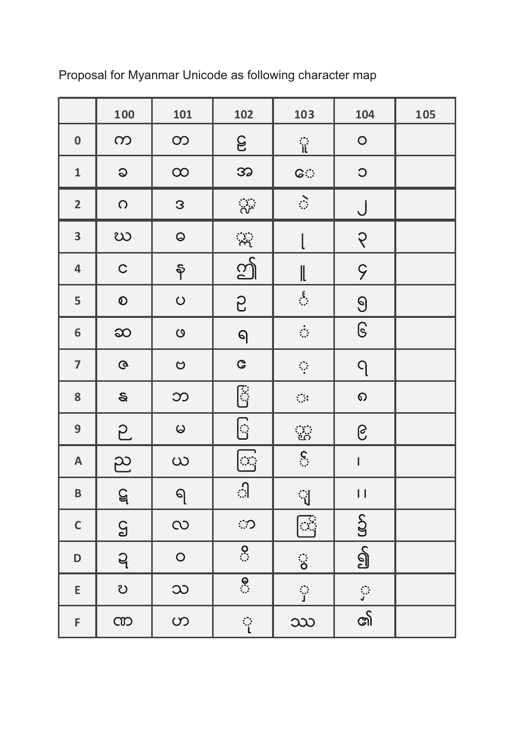Proposal for Myanmar Unicode as following character map

| | 100 | 101 | 102 | 103 | 104 | 105 |
|---|---|---|---|---|---|---|
| 0 | က | တ | ဠ | ◌ူ | ၀ | |
| 1 | ခ | ထ | အ | ေ◌ | ၁ | |
| 2 | ဂ | ဒ | ◌ွှ | ◌ဲ | ၂ | |
| 3 | ဃ | ဓ | ◌ွှ | ု | ၃ | |
| 4 | င | န | ဤ | ူ | ၄ | |
| 5 | စ | ပ | ဥ | ◌် | ၅ | |
| 6 | ဆ | ဖ | ဧ | ◌ံ | ၆ | |
| 7 | ဇ | ဗ | ဩ | ◌့ | ၇ | |
| 8 | ဈ | ဘ | ◌ြ | ◌း | ၈ | |
| 9 | ဉ | မ | ◌ြ | ◌ွှ | ၉ | |
| A | ည | ယ | ◌ြ | င်◌ | ၊ | |
| B | ဋ | ရ | ◌ါ | ◌ျ | ။ | |
| C | ဌ | လ | ◌ာ | ◌ြ | ၌ | |
| D | ဍ | ဝ | ◌ိ | ◌ွ | ၍ | |
| E | ဎ | သ | ◌ီ | ◌ှ | ◌ှ | |
| F | ဏ | ဟ | ◌ု | ဿ | ၏ | |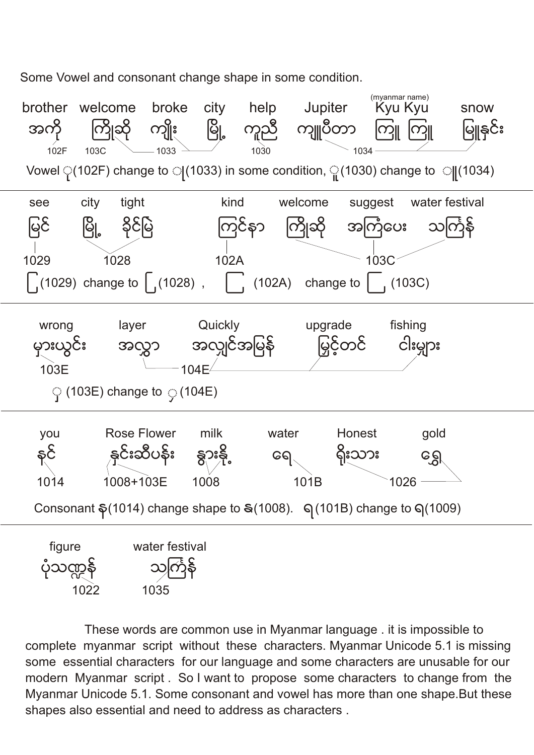Some Vowel and consonant change shape in some condition.

| brother | welcome | broke | city | help | Jupiter | (myanmar name) Kyu Kyu | snow |
|---|---|---|---|---|---|---|---|
| အကို | ကြိုဆို | ကျိုး | မြို့ | ကူညီ | ကျူပီတာ | ကြူ ကြူ | မြူနှင်း |
| 102F | 103C | 1033 | | 1030 | 1034 | | |

Vowel ု(102F) change to ု(1033) in some condition, ူ(1030) change to ူ(1034)

| see | city | tight | kind | welcome | suggest | water festival |
|---|---|---|---|---|---|---|
| မြင် | မြို့ | ခိုင်မြဲ | ကြင်နာ | ကြိုဆို | အကြံပေး | သင်္ကြန် |
| 1029 | 1028 | | 102A | 103C | | |

ြ(1029) change to ြ(1028) , ြ (102A) change to ြ (103C)

| wrong | layer | Quickly | upgrade | fishing |
|---|---|---|---|---|
| မှားယွင်း | အလွှာ | အလျှင်အမြန် | မြှင့်တင် | ငါးမျှား |
| 103E | 104E | | | |

ှ (103E) change to ှ (104E)

| you | Rose Flower | milk | water | Honest | gold |
|---|---|---|---|---|---|
| နင် | နှင်းဆီပန်း | နွားနို့ | ရေ | ရိုးသား | ရွှေ |
| 1014 | 1008+103E | 1008 | 101B | 1026 | |

Consonant န(1014) change shape to န(1008). ရ(101B) change to ရ(1009)

| figure | water festival |
|---|---|
| ပုံသဏ္ဍာန် | သင်္ကြန် |
| 1022 | 1035 |

These words are common use in Myanmar language . it is impossible to complete myanmar script without these characters. Myanmar Unicode 5.1 is missing some essential characters for our language and some characters are unusable for our modern Myanmar script . So I want to propose some characters to change from the Myanmar Unicode 5.1. Some consonant and vowel has more than one shape.But these shapes also essential and need to address as characters .